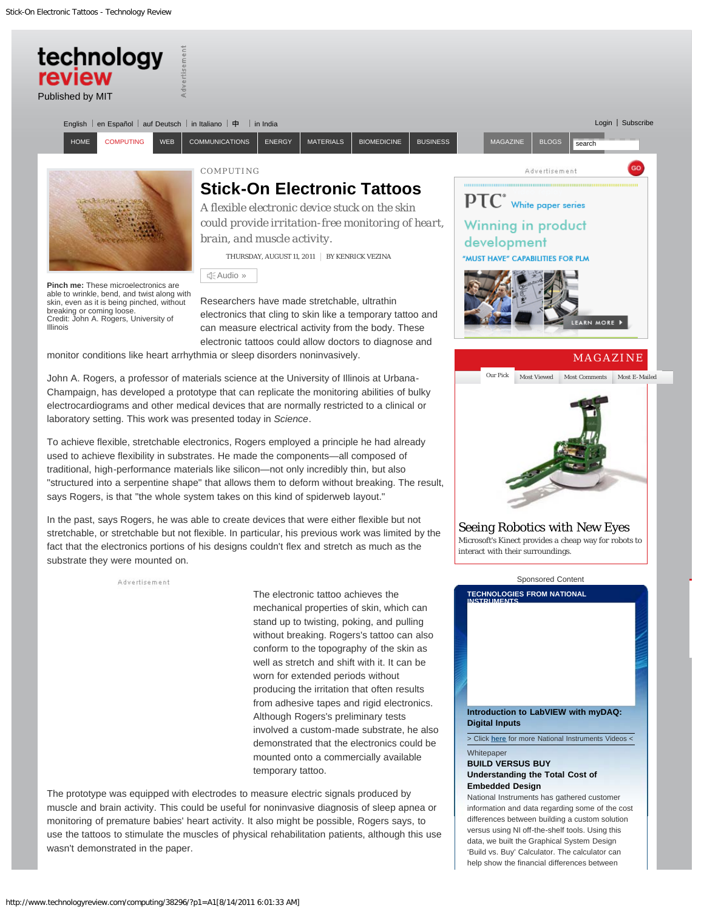COMPUTING

# Stick-On Electronic Tattoos

A flexible electronic device stuck on the skin could provide irritation-free monitoring of heart, brain, and muscle activity.

THURSDAY, AUGUST 11, 2011 | BY KENRICK VEZINA

**Pinch me:** These microelectronics are able to wrinkle, bend, and twist along with skin, even as it is being pinched, without breaking or coming loose.
Credit: John A. Rogers, University of Illinois

Researchers have made stretchable, ultrathin electronics that cling to skin like a temporary tattoo and can measure electrical activity from the body. These electronic tattoos could allow doctors to diagnose and monitor conditions like heart arrhythmia or sleep disorders noninvasively.

John A. Rogers, a professor of materials science at the University of Illinois at Urbana-Champaign, has developed a prototype that can replicate the monitoring abilities of bulky electrocardiograms and other medical devices that are normally restricted to a clinical or laboratory setting. This work was presented today in *Science*.

To achieve flexible, stretchable electronics, Rogers employed a principle he had already used to achieve flexibility in substrates. He made the components—all composed of traditional, high-performance materials like silicon—not only incredibly thin, but also "structured into a serpentine shape" that allows them to deform without breaking. The result, says Rogers, is that "the whole system takes on this kind of spiderweb layout."

In the past, says Rogers, he was able to create devices that were either flexible but not stretchable, or stretchable but not flexible. In particular, his previous work was limited by the fact that the electronics portions of his designs couldn't flex and stretch as much as the substrate they were mounted on.

The electronic tattoo achieves the mechanical properties of skin, which can stand up to twisting, poking, and pulling without breaking. Rogers's tattoo can also conform to the topography of the skin as well as stretch and shift with it. It can be worn for extended periods without producing the irritation that often results from adhesive tapes and rigid electronics. Although Rogers's preliminary tests involved a custom-made substrate, he also demonstrated that the electronics could be mounted onto a commercially available temporary tattoo.

The prototype was equipped with electrodes to measure electric signals produced by muscle and brain activity. This could be useful for noninvasive diagnosis of sleep apnea or monitoring of premature babies' heart activity. It also might be possible, Rogers says, to use the tattoos to stimulate the muscles of physical rehabilitation patients, although this use wasn't demonstrated in the paper.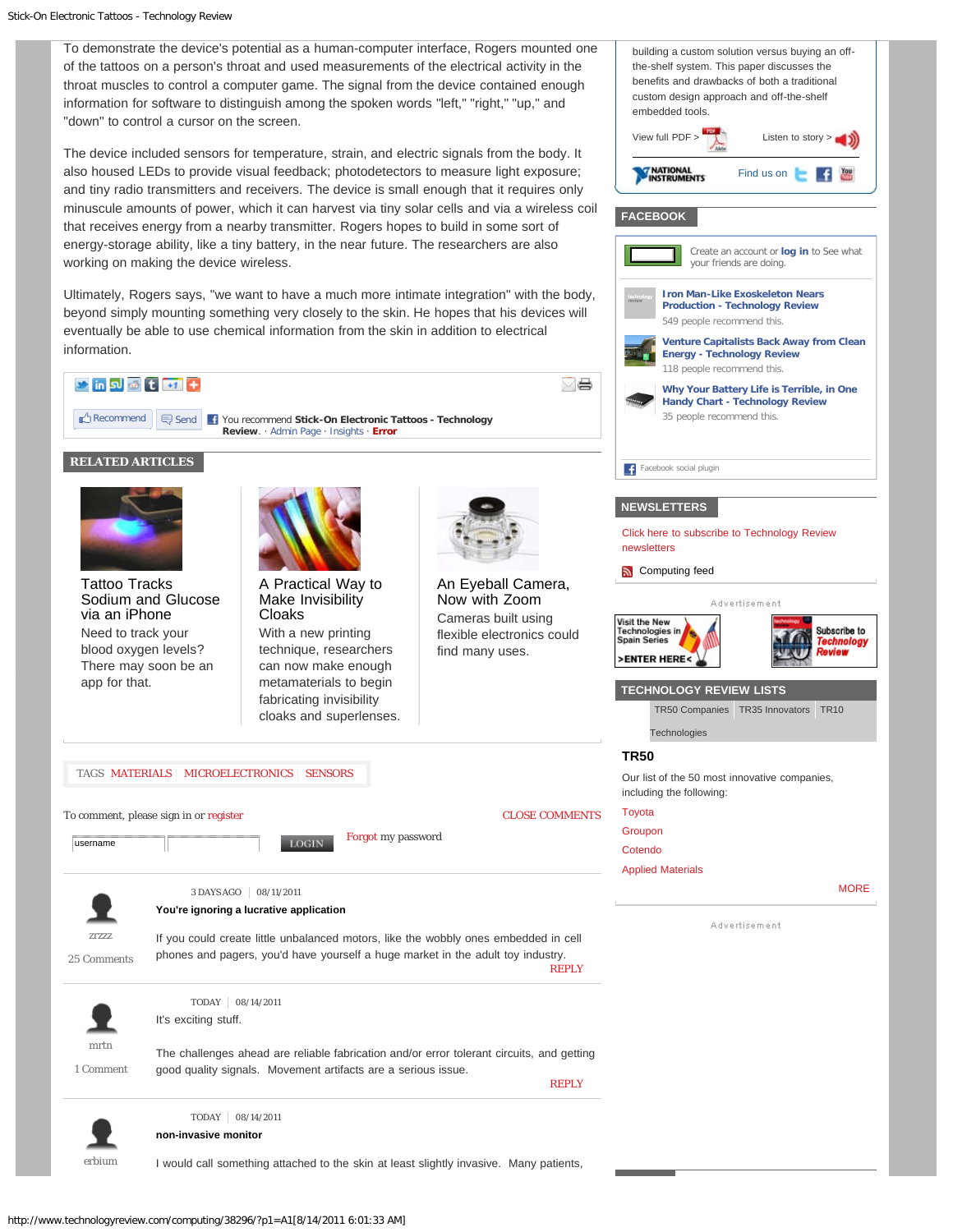To demonstrate the device's potential as a human-computer interface, Rogers mounted one of the tattoos on a person's throat and used measurements of the electrical activity in the throat muscles to control a computer game. The signal from the device contained enough information for software to distinguish among the spoken words "left," "right," "up," and "down" to control a cursor on the screen.

The device included sensors for temperature, strain, and electric signals from the body. It also housed LEDs to provide visual feedback; photodetectors to measure light exposure; and tiny radio transmitters and receivers. The device is small enough that it requires only minuscule amounts of power, which it can harvest via tiny solar cells and via a wireless coil that receives energy from a nearby transmitter. Rogers hopes to build in some sort of energy-storage ability, like a tiny battery, in the near future. The researchers are also working on making the device wireless.

Ultimately, Rogers says, "we want to have a much more intimate integration" with the body, beyond simply mounting something very closely to the skin. He hopes that his devices will eventually be able to use chemical information from the skin in addition to electrical information.

Recommend · Send · You recommend **Stick-On Electronic Tattoos - Technology Review**. · Admin Page · Insights · **Error**

## RELATED ARTICLES

**Tattoo Tracks Sodium and Glucose via an iPhone**
Need to track your blood oxygen levels? There may soon be an app for that.

**A Practical Way to Make Invisibility Cloaks**
With a new printing technique, researchers can now make enough metamaterials to begin fabricating invisibility cloaks and superlenses.

**An Eyeball Camera, Now with Zoom**
Cameras built using flexible electronics could find many uses.

TAGS MATERIALS MICROELECTRONICS SENSORS

To comment, please sign in or register — CLOSE COMMENTS

username — LOGIN — Forgot my password

---

**zrzzz** (25 Comments) — 3 DAYS AGO | 08/11/2011

**You're ignoring a lucrative application**

If you could create little unbalanced motors, like the wobbly ones embedded in cell phones and pagers, you'd have yourself a huge market in the adult toy industry.

REPLY

---

**mrtn** (1 Comment) — TODAY | 08/14/2011

It's exciting stuff.

The challenges ahead are reliable fabrication and/or error tolerant circuits, and getting good quality signals. Movement artifacts are a serious issue.

REPLY

---

**erbium** — TODAY | 08/14/2011

**non-invasive monitor**

I would call something attached to the skin at least slightly invasive. Many patients,

---

building a custom solution versus buying an off-the-shelf system. This paper discusses the benefits and drawbacks of both a traditional custom design approach and off-the-shelf embedded tools.

View full PDF > · Listen to story >

NATIONAL INSTRUMENTS · Find us on

## FACEBOOK

Create an account or **log in** to See what your friends are doing.

**Iron Man-Like Exoskeleton Nears Production - Technology Review**
549 people recommend this.

**Venture Capitalists Back Away from Clean Energy - Technology Review**
118 people recommend this.

**Why Your Battery Life is Terrible, in One Handy Chart - Technology Review**
35 people recommend this.

Facebook social plugin

## NEWSLETTERS

Click here to subscribe to Technology Review newsletters

Computing feed

Advertisement

## TECHNOLOGY REVIEW LISTS

TR50 Companies | TR35 Innovators | TR10 Technologies

### TR50

Our list of the 50 most innovative companies, including the following:

- Toyota
- Groupon
- Cotendo
- Applied Materials

MORE

Advertisement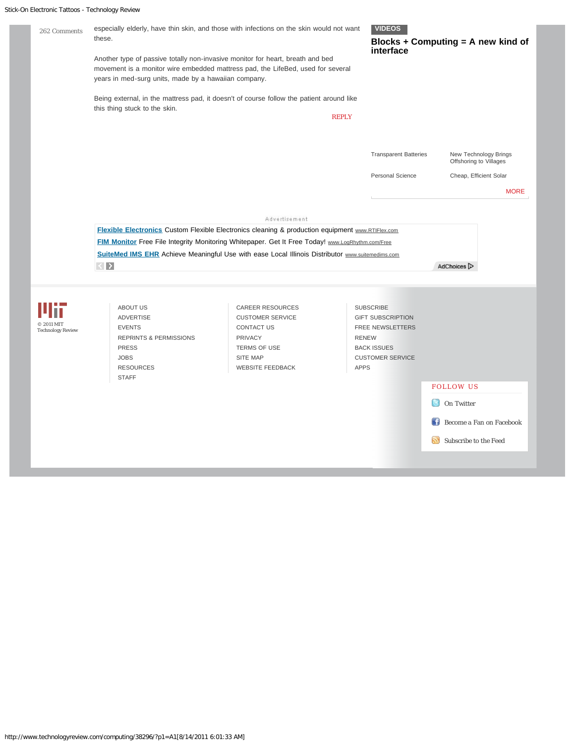262 Comments

especially elderly, have thin skin, and those with infections on the skin would not want these.

Another type of passive totally non-invasive monitor for heart, breath and bed movement is a monitor wire embedded mattress pad, the LifeBed, used for several years in med-surg units, made by a hawaiian company.

Being external, in the mattress pad, it doesn't of course follow the patient around like this thing stuck to the skin.

REPLY

VIDEOS

**Blocks + Computing = A new kind of interface**

Transparent Batteries

New Technology Brings Offshoring to Villages

Personal Science

Cheap, Efficient Solar

MORE

Advertisement

**Flexible Electronics** Custom Flexible Electronics cleaning & production equipment www.RTIFlex.com

**FIM Monitor** Free File Integrity Monitoring Whitepaper. Get It Free Today! www.LogRhythm.com/Free

**SuiteMed IMS EHR** Achieve Meaningful Use with ease Local Illinois Distributor www.suitemedims.com

AdChoices

© 2011 MIT Technology Review

ABOUT US
ADVERTISE
EVENTS
REPRINTS & PERMISSIONS
PRESS
JOBS
RESOURCES
STAFF

CAREER RESOURCES
CUSTOMER SERVICE
CONTACT US
PRIVACY
TERMS OF USE
SITE MAP
WEBSITE FEEDBACK

SUBSCRIBE
GIFT SUBSCRIPTION
FREE NEWSLETTERS
RENEW
BACK ISSUES
CUSTOMER SERVICE
APPS

FOLLOW US

On Twitter

Become a Fan on Facebook

Subscribe to the Feed